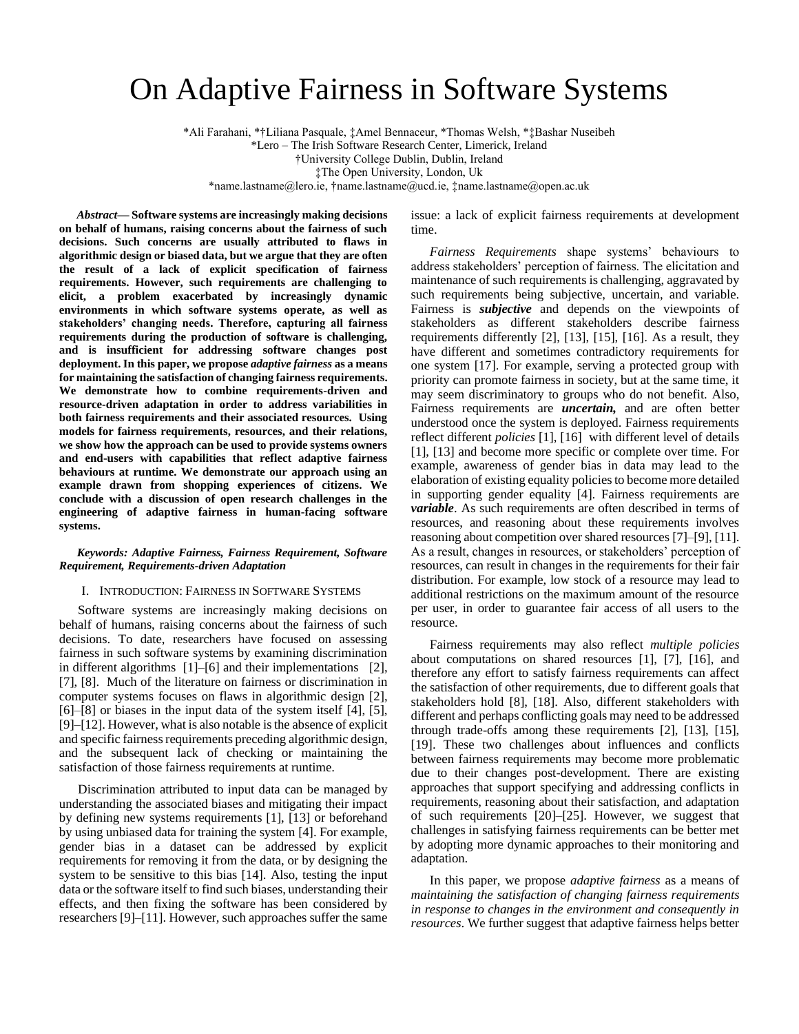# On Adaptive Fairness in Software Systems

\*Ali Farahani, \*†Liliana Pasquale, ‡Amel Bennaceur, \*Thomas Welsh, \*‡Bashar Nuseibeh
\*Lero – The Irish Software Research Center, Limerick, Ireland
†University College Dublin, Dublin, Ireland
‡The Open University, London, Uk
\*name.lastname@lero.ie, †name.lastname@ucd.ie, ‡name.lastname@open.ac.uk

***Abstract*— Software systems are increasingly making decisions on behalf of humans, raising concerns about the fairness of such decisions. Such concerns are usually attributed to flaws in algorithmic design or biased data, but we argue that they are often the result of a lack of explicit specification of fairness requirements. However, such requirements are challenging to elicit, a problem exacerbated by increasingly dynamic environments in which software systems operate, as well as stakeholders' changing needs. Therefore, capturing all fairness requirements during the production of software is challenging, and is insufficient for addressing software changes post deployment. In this paper, we propose *adaptive fairness* as a means for maintaining the satisfaction of changing fairness requirements. We demonstrate how to combine requirements-driven and resource-driven adaptation in order to address variabilities in both fairness requirements and their associated resources. Using models for fairness requirements, resources, and their relations, we show how the approach can be used to provide systems owners and end-users with capabilities that reflect adaptive fairness behaviours at runtime. We demonstrate our approach using an example drawn from shopping experiences of citizens. We conclude with a discussion of open research challenges in the engineering of adaptive fairness in human-facing software systems.**

***Keywords: Adaptive Fairness, Fairness Requirement, Software Requirement, Requirements-driven Adaptation***

## I. Introduction: Fairness in Software Systems

Software systems are increasingly making decisions on behalf of humans, raising concerns about the fairness of such decisions. To date, researchers have focused on assessing fairness in such software systems by examining discrimination in different algorithms [1]–[6] and their implementations [2], [7], [8]. Much of the literature on fairness or discrimination in computer systems focuses on flaws in algorithmic design [2], [6]–[8] or biases in the input data of the system itself [4], [5], [9]–[12]. However, what is also notable is the absence of explicit and specific fairness requirements preceding algorithmic design, and the subsequent lack of checking or maintaining the satisfaction of those fairness requirements at runtime.

Discrimination attributed to input data can be managed by understanding the associated biases and mitigating their impact by defining new systems requirements [1], [13] or beforehand by using unbiased data for training the system [4]. For example, gender bias in a dataset can be addressed by explicit requirements for removing it from the data, or by designing the system to be sensitive to this bias [14]. Also, testing the input data or the software itself to find such biases, understanding their effects, and then fixing the software has been considered by researchers [9]–[11]. However, such approaches suffer the same issue: a lack of explicit fairness requirements at development time.

*Fairness Requirements* shape systems' behaviours to address stakeholders' perception of fairness. The elicitation and maintenance of such requirements is challenging, aggravated by such requirements being subjective, uncertain, and variable. Fairness is ***subjective*** and depends on the viewpoints of stakeholders as different stakeholders describe fairness requirements differently [2], [13], [15], [16]. As a result, they have different and sometimes contradictory requirements for one system [17]. For example, serving a protected group with priority can promote fairness in society, but at the same time, it may seem discriminatory to groups who do not benefit. Also, Fairness requirements are ***uncertain,*** and are often better understood once the system is deployed. Fairness requirements reflect different *policies* [1], [16] with different level of details [1], [13] and become more specific or complete over time. For example, awareness of gender bias in data may lead to the elaboration of existing equality policies to become more detailed in supporting gender equality [4]. Fairness requirements are ***variable***. As such requirements are often described in terms of resources, and reasoning about these requirements involves reasoning about competition over shared resources [7]–[9], [11]. As a result, changes in resources, or stakeholders' perception of resources, can result in changes in the requirements for their fair distribution. For example, low stock of a resource may lead to additional restrictions on the maximum amount of the resource per user, in order to guarantee fair access of all users to the resource.

Fairness requirements may also reflect *multiple policies* about computations on shared resources [1], [7], [16], and therefore any effort to satisfy fairness requirements can affect the satisfaction of other requirements, due to different goals that stakeholders hold [8], [18]. Also, different stakeholders with different and perhaps conflicting goals may need to be addressed through trade-offs among these requirements [2], [13], [15], [19]. These two challenges about influences and conflicts between fairness requirements may become more problematic due to their changes post-development. There are existing approaches that support specifying and addressing conflicts in requirements, reasoning about their satisfaction, and adaptation of such requirements [20]–[25]. However, we suggest that challenges in satisfying fairness requirements can be better met by adopting more dynamic approaches to their monitoring and adaptation.

In this paper, we propose *adaptive fairness* as a means of *maintaining the satisfaction of changing fairness requirements in response to changes in the environment and consequently in resources*. We further suggest that adaptive fairness helps better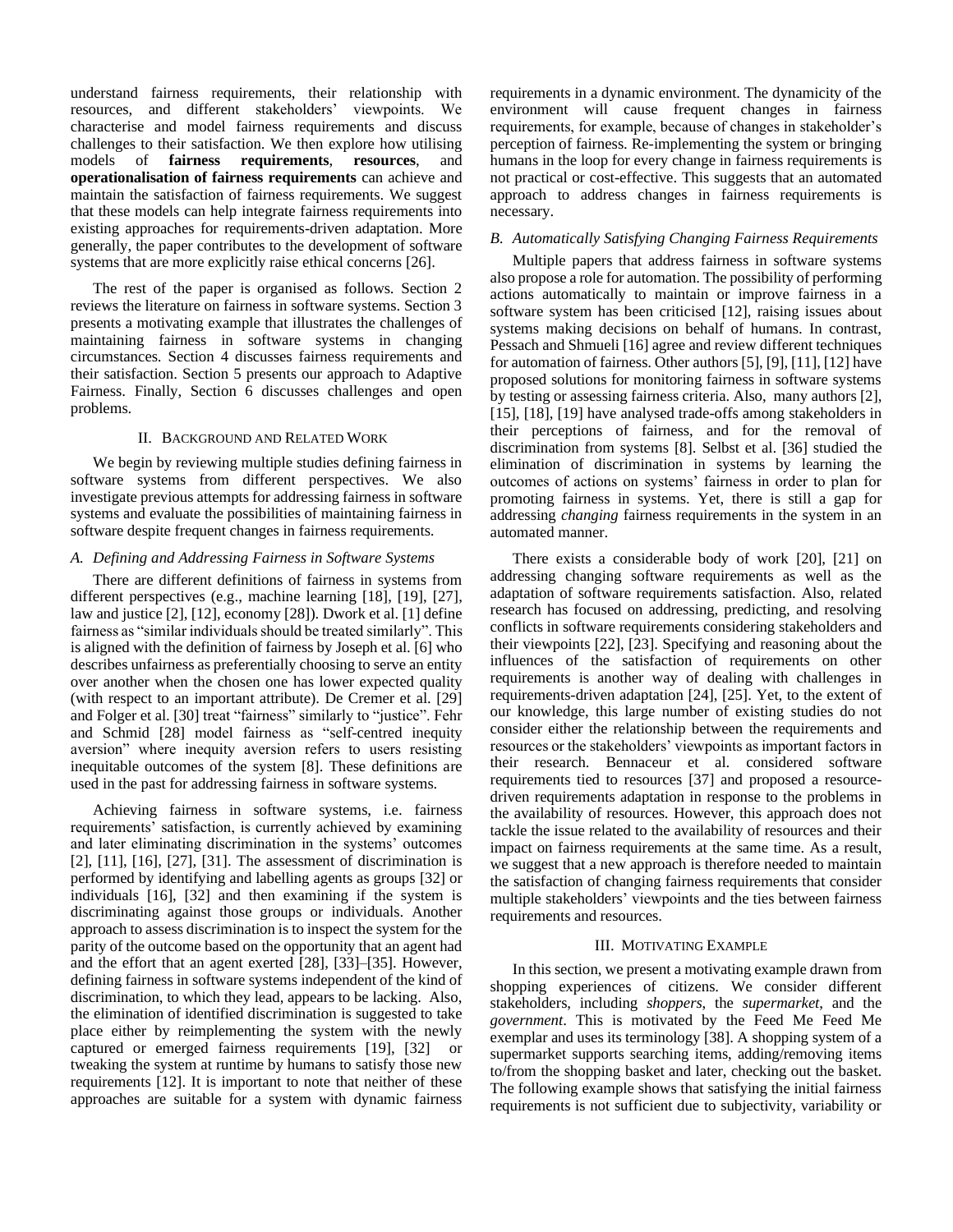understand fairness requirements, their relationship with resources, and different stakeholders' viewpoints. We characterise and model fairness requirements and discuss challenges to their satisfaction. We then explore how utilising models of **fairness requirements**, **resources**, and **operationalisation of fairness requirements** can achieve and maintain the satisfaction of fairness requirements. We suggest that these models can help integrate fairness requirements into existing approaches for requirements-driven adaptation. More generally, the paper contributes to the development of software systems that are more explicitly raise ethical concerns [26].

The rest of the paper is organised as follows. Section 2 reviews the literature on fairness in software systems. Section 3 presents a motivating example that illustrates the challenges of maintaining fairness in software systems in changing circumstances. Section 4 discusses fairness requirements and their satisfaction. Section 5 presents our approach to Adaptive Fairness. Finally, Section 6 discusses challenges and open problems.

## II. Background and Related Work

We begin by reviewing multiple studies defining fairness in software systems from different perspectives. We also investigate previous attempts for addressing fairness in software systems and evaluate the possibilities of maintaining fairness in software despite frequent changes in fairness requirements.

### *A. Defining and Addressing Fairness in Software Systems*

There are different definitions of fairness in systems from different perspectives (e.g., machine learning [18], [19], [27], law and justice [2], [12], economy [28]). Dwork et al. [1] define fairness as "similar individuals should be treated similarly". This is aligned with the definition of fairness by Joseph et al. [6] who describes unfairness as preferentially choosing to serve an entity over another when the chosen one has lower expected quality (with respect to an important attribute). De Cremer et al. [29] and Folger et al. [30] treat "fairness" similarly to "justice". Fehr and Schmid [28] model fairness as "self-centred inequity aversion" where inequity aversion refers to users resisting inequitable outcomes of the system [8]. These definitions are used in the past for addressing fairness in software systems.

Achieving fairness in software systems, i.e. fairness requirements' satisfaction, is currently achieved by examining and later eliminating discrimination in the systems' outcomes [2], [11], [16], [27], [31]. The assessment of discrimination is performed by identifying and labelling agents as groups [32] or individuals [16], [32] and then examining if the system is discriminating against those groups or individuals. Another approach to assess discrimination is to inspect the system for the parity of the outcome based on the opportunity that an agent had and the effort that an agent exerted [28], [33]–[35]. However, defining fairness in software systems independent of the kind of discrimination, to which they lead, appears to be lacking. Also, the elimination of identified discrimination is suggested to take place either by reimplementing the system with the newly captured or emerged fairness requirements [19], [32] or tweaking the system at runtime by humans to satisfy those new requirements [12]. It is important to note that neither of these approaches are suitable for a system with dynamic fairness requirements in a dynamic environment. The dynamicity of the environment will cause frequent changes in fairness requirements, for example, because of changes in stakeholder's perception of fairness. Re-implementing the system or bringing humans in the loop for every change in fairness requirements is not practical or cost-effective. This suggests that an automated approach to address changes in fairness requirements is necessary.

### *B. Automatically Satisfying Changing Fairness Requirements*

Multiple papers that address fairness in software systems also propose a role for automation. The possibility of performing actions automatically to maintain or improve fairness in a software system has been criticised [12], raising issues about systems making decisions on behalf of humans. In contrast, Pessach and Shmueli [16] agree and review different techniques for automation of fairness. Other authors [5], [9], [11], [12] have proposed solutions for monitoring fairness in software systems by testing or assessing fairness criteria. Also, many authors [2], [15], [18], [19] have analysed trade-offs among stakeholders in their perceptions of fairness, and for the removal of discrimination from systems [8]. Selbst et al. [36] studied the elimination of discrimination in systems by learning the outcomes of actions on systems' fairness in order to plan for promoting fairness in systems. Yet, there is still a gap for addressing *changing* fairness requirements in the system in an automated manner.

There exists a considerable body of work [20], [21] on addressing changing software requirements as well as the adaptation of software requirements satisfaction. Also, related research has focused on addressing, predicting, and resolving conflicts in software requirements considering stakeholders and their viewpoints [22], [23]. Specifying and reasoning about the influences of the satisfaction of requirements on other requirements is another way of dealing with challenges in requirements-driven adaptation [24], [25]. Yet, to the extent of our knowledge, this large number of existing studies do not consider either the relationship between the requirements and resources or the stakeholders' viewpoints as important factors in their research. Bennaceur et al. considered software requirements tied to resources [37] and proposed a resource-driven requirements adaptation in response to the problems in the availability of resources. However, this approach does not tackle the issue related to the availability of resources and their impact on fairness requirements at the same time. As a result, we suggest that a new approach is therefore needed to maintain the satisfaction of changing fairness requirements that consider multiple stakeholders' viewpoints and the ties between fairness requirements and resources.

## III. Motivating Example

In this section, we present a motivating example drawn from shopping experiences of citizens. We consider different stakeholders, including *shoppers*, the *supermarket*, and the *government*. This is motivated by the Feed Me Feed Me exemplar and uses its terminology [38]. A shopping system of a supermarket supports searching items, adding/removing items to/from the shopping basket and later, checking out the basket. The following example shows that satisfying the initial fairness requirements is not sufficient due to subjectivity, variability or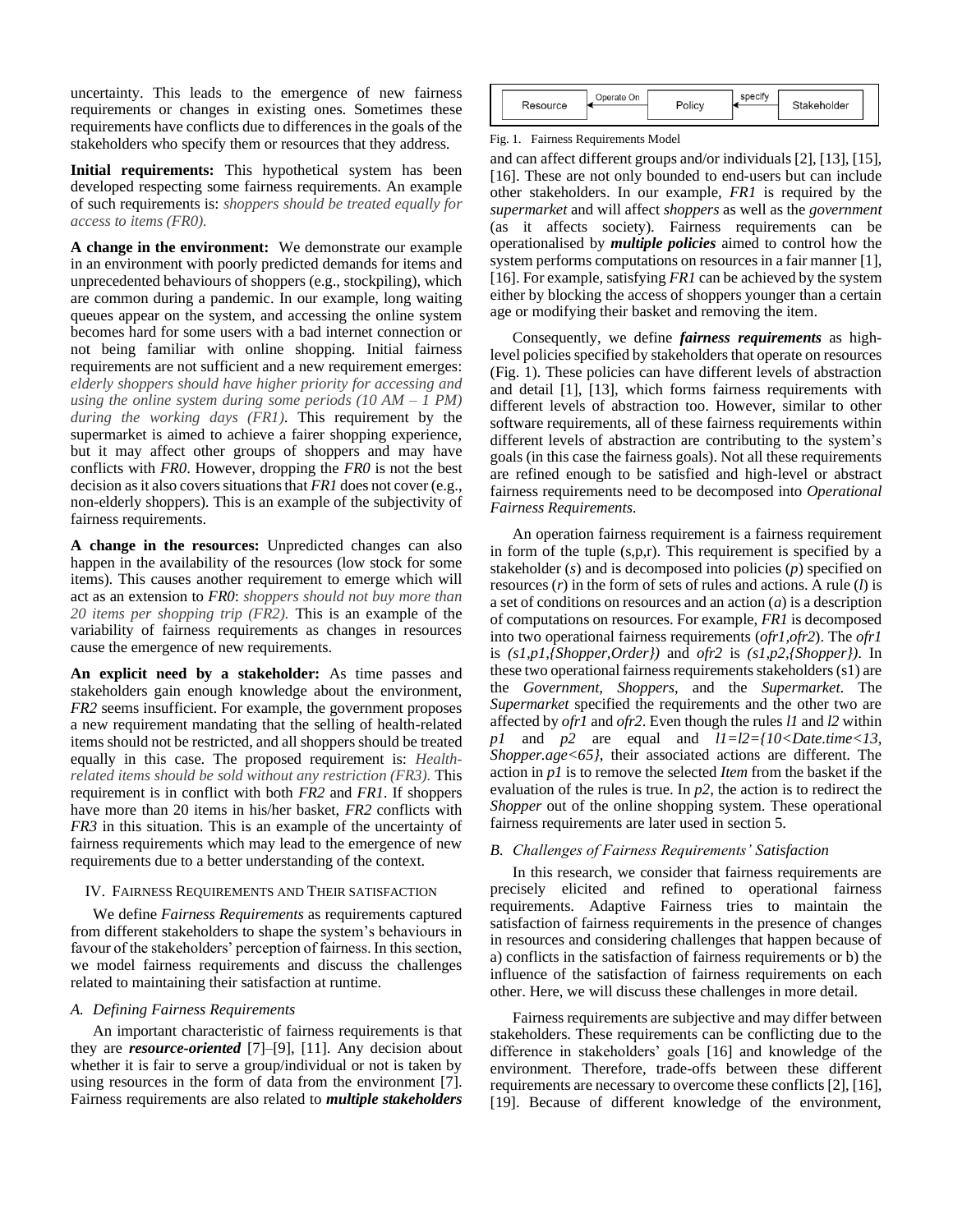uncertainty. This leads to the emergence of new fairness requirements or changes in existing ones. Sometimes these requirements have conflicts due to differences in the goals of the stakeholders who specify them or resources that they address.

**Initial requirements:** This hypothetical system has been developed respecting some fairness requirements. An example of such requirements is: *shoppers should be treated equally for access to items (FR0).*

**A change in the environment:** We demonstrate our example in an environment with poorly predicted demands for items and unprecedented behaviours of shoppers (e.g., stockpiling), which are common during a pandemic. In our example, long waiting queues appear on the system, and accessing the online system becomes hard for some users with a bad internet connection or not being familiar with online shopping. Initial fairness requirements are not sufficient and a new requirement emerges: *elderly shoppers should have higher priority for accessing and using the online system during some periods (10 AM – 1 PM) during the working days (FR1).* This requirement by the supermarket is aimed to achieve a fairer shopping experience, but it may affect other groups of shoppers and may have conflicts with *FR0*. However, dropping the *FR0* is not the best decision as it also covers situations that *FR1* does not cover (e.g., non-elderly shoppers). This is an example of the subjectivity of fairness requirements.

**A change in the resources:** Unpredicted changes can also happen in the availability of the resources (low stock for some items). This causes another requirement to emerge which will act as an extension to *FR0*: *shoppers should not buy more than 20 items per shopping trip (FR2).* This is an example of the variability of fairness requirements as changes in resources cause the emergence of new requirements.

**An explicit need by a stakeholder:** As time passes and stakeholders gain enough knowledge about the environment, *FR2* seems insufficient. For example, the government proposes a new requirement mandating that the selling of health-related items should not be restricted, and all shoppers should be treated equally in this case. The proposed requirement is: *Health-related items should be sold without any restriction (FR3).* This requirement is in conflict with both *FR2* and *FR1*. If shoppers have more than 20 items in his/her basket, *FR2* conflicts with *FR3* in this situation. This is an example of the uncertainty of fairness requirements which may lead to the emergence of new requirements due to a better understanding of the context.

## IV. Fairness Requirements and Their Satisfaction

We define *Fairness Requirements* as requirements captured from different stakeholders to shape the system's behaviours in favour of the stakeholders' perception of fairness. In this section, we model fairness requirements and discuss the challenges related to maintaining their satisfaction at runtime.

### A. Defining Fairness Requirements

An important characteristic of fairness requirements is that they are ***resource-oriented*** [7]–[9], [11]. Any decision about whether it is fair to serve a group/individual or not is taken by using resources in the form of data from the environment [7]. Fairness requirements are also related to ***multiple stakeholders*** and can affect different groups and/or individuals [2], [13], [15], [16]. These are not only bounded to end-users but can include other stakeholders. In our example, *FR1* is required by the *supermarket* and will affect *shoppers* as well as the *government* (as it affects society). Fairness requirements can be operationalised by ***multiple policies*** aimed to control how the system performs computations on resources in a fair manner [1], [16]. For example, satisfying *FR1* can be achieved by the system either by blocking the access of shoppers younger than a certain age or modifying their basket and removing the item.

| Resource | ← Operate On — | Policy | ← specify — | Stakeholder |
|---|---|---|---|---|

Fig. 1. Fairness Requirements Model

Consequently, we define ***fairness requirements*** as high-level policies specified by stakeholders that operate on resources (Fig. 1). These policies can have different levels of abstraction and detail [1], [13], which forms fairness requirements with different levels of abstraction too. However, similar to other software requirements, all of these fairness requirements within different levels of abstraction are contributing to the system's goals (in this case the fairness goals). Not all these requirements are refined enough to be satisfied and high-level or abstract fairness requirements need to be decomposed into *Operational Fairness Requirements.*

An operation fairness requirement is a fairness requirement in form of the tuple (s,p,r). This requirement is specified by a stakeholder (*s*) and is decomposed into policies (*p*) specified on resources (*r*) in the form of sets of rules and actions. A rule (*l*) is a set of conditions on resources and an action (*a*) is a description of computations on resources. For example, *FR1* is decomposed into two operational fairness requirements (*ofr1*,*ofr2*). The *ofr1* is *(s1,p1,{Shopper,Order})* and *ofr2* is *(s1,p2,{Shopper})*. In these two operational fairness requirements stakeholders (s1) are the *Government*, *Shoppers*, and the *Supermarket*. The *Supermarket* specified the requirements and the other two are affected by *ofr1* and *ofr2*. Even though the rules *l1* and *l2* within *p1* and *p2* are equal and *l1=l2={10<Date.time<13, Shopper.age<65}*, their associated actions are different. The action in *p1* is to remove the selected *Item* from the basket if the evaluation of the rules is true. In *p2*, the action is to redirect the *Shopper* out of the online shopping system. These operational fairness requirements are later used in section 5.

### B. Challenges of Fairness Requirements' Satisfaction

In this research, we consider that fairness requirements are precisely elicited and refined to operational fairness requirements. Adaptive Fairness tries to maintain the satisfaction of fairness requirements in the presence of changes in resources and considering challenges that happen because of a) conflicts in the satisfaction of fairness requirements or b) the influence of the satisfaction of fairness requirements on each other. Here, we will discuss these challenges in more detail.

Fairness requirements are subjective and may differ between stakeholders. These requirements can be conflicting due to the difference in stakeholders' goals [16] and knowledge of the environment. Therefore, trade-offs between these different requirements are necessary to overcome these conflicts [2], [16], [19]. Because of different knowledge of the environment,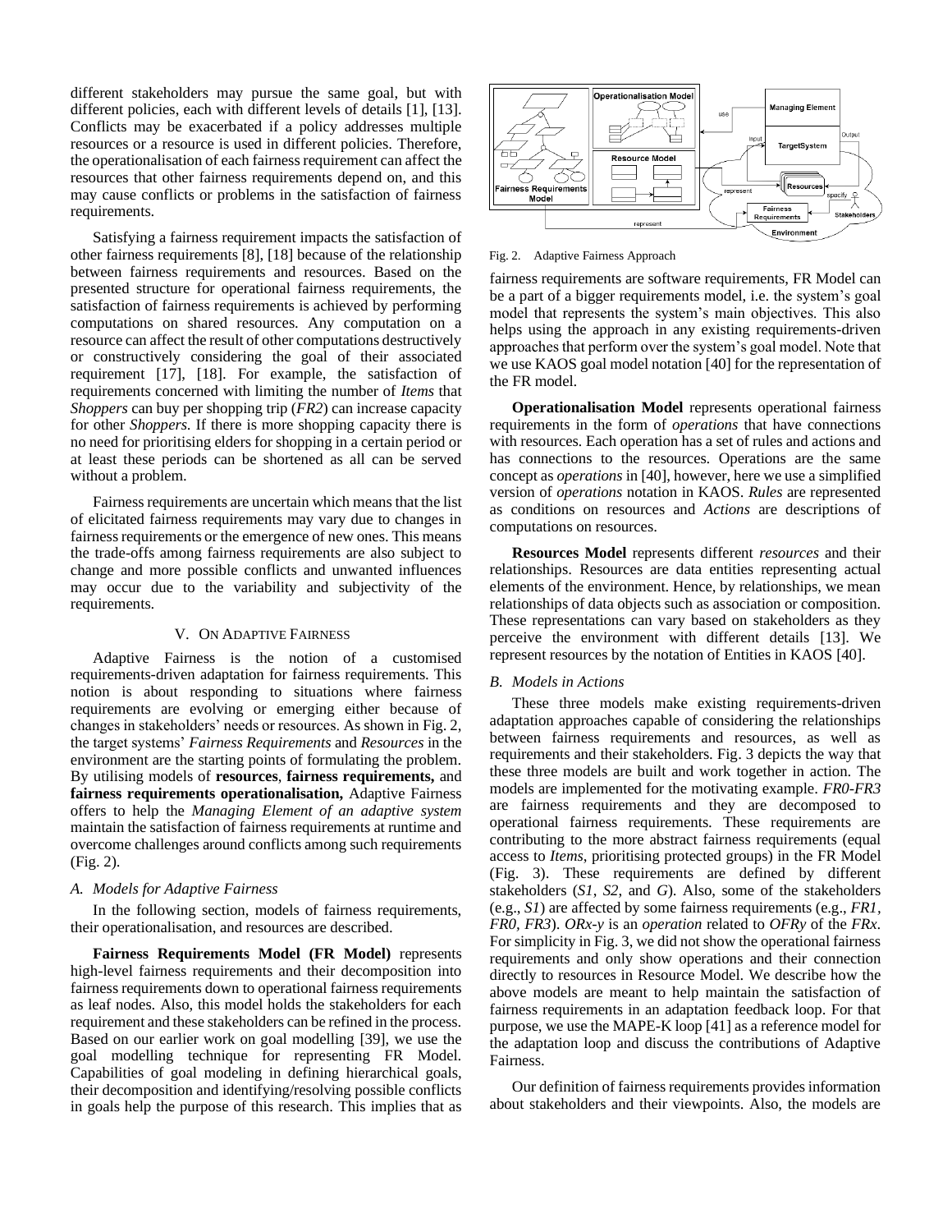different stakeholders may pursue the same goal, but with different policies, each with different levels of details [1], [13]. Conflicts may be exacerbated if a policy addresses multiple resources or a resource is used in different policies. Therefore, the operationalisation of each fairness requirement can affect the resources that other fairness requirements depend on, and this may cause conflicts or problems in the satisfaction of fairness requirements.

Satisfying a fairness requirement impacts the satisfaction of other fairness requirements [8], [18] because of the relationship between fairness requirements and resources. Based on the presented structure for operational fairness requirements, the satisfaction of fairness requirements is achieved by performing computations on shared resources. Any computation on a resource can affect the result of other computations destructively or constructively considering the goal of their associated requirement [17], [18]. For example, the satisfaction of requirements concerned with limiting the number of *Items* that *Shoppers* can buy per shopping trip (*FR2*) can increase capacity for other *Shoppers*. If there is more shopping capacity there is no need for prioritising elders for shopping in a certain period or at least these periods can be shortened as all can be served without a problem.

Fairness requirements are uncertain which means that the list of elicitated fairness requirements may vary due to changes in fairness requirements or the emergence of new ones. This means the trade-offs among fairness requirements are also subject to change and more possible conflicts and unwanted influences may occur due to the variability and subjectivity of the requirements.

## V. On Adaptive Fairness

Adaptive Fairness is the notion of a customised requirements-driven adaptation for fairness requirements. This notion is about responding to situations where fairness requirements are evolving or emerging either because of changes in stakeholders' needs or resources. As shown in Fig. 2, the target systems' *Fairness Requirements* and *Resources* in the environment are the starting points of formulating the problem. By utilising models of **resources**, **fairness requirements,** and **fairness requirements operationalisation,** Adaptive Fairness offers to help the *Managing Element of an adaptive system* maintain the satisfaction of fairness requirements at runtime and overcome challenges around conflicts among such requirements (Fig. 2).

### A. Models for Adaptive Fairness

In the following section, models of fairness requirements, their operationalisation, and resources are described.

**Fairness Requirements Model (FR Model)** represents high-level fairness requirements and their decomposition into fairness requirements down to operational fairness requirements as leaf nodes. Also, this model holds the stakeholders for each requirement and these stakeholders can be refined in the process. Based on our earlier work on goal modelling [39], we use the goal modelling technique for representing FR Model. Capabilities of goal modeling in defining hierarchical goals, their decomposition and identifying/resolving possible conflicts in goals help the purpose of this research. This implies that as fairness requirements are software requirements, FR Model can be a part of a bigger requirements model, i.e. the system's goal model that represents the system's main objectives. This also helps using the approach in any existing requirements-driven approaches that perform over the system's goal model. Note that we use KAOS goal model notation [40] for the representation of the FR model.

Fig. 2. Adaptive Fairness Approach

**Operationalisation Model** represents operational fairness requirements in the form of *operations* that have connections with resources. Each operation has a set of rules and actions and has connections to the resources. Operations are the same concept as *operations* in [40], however, here we use a simplified version of *operations* notation in KAOS. *Rules* are represented as conditions on resources and *Actions* are descriptions of computations on resources.

**Resources Model** represents different *resources* and their relationships. Resources are data entities representing actual elements of the environment. Hence, by relationships, we mean relationships of data objects such as association or composition. These representations can vary based on stakeholders as they perceive the environment with different details [13]. We represent resources by the notation of Entities in KAOS [40].

### B. Models in Actions

These three models make existing requirements-driven adaptation approaches capable of considering the relationships between fairness requirements and resources, as well as requirements and their stakeholders. Fig. 3 depicts the way that these three models are built and work together in action. The models are implemented for the motivating example. *FR0-FR3* are fairness requirements and they are decomposed to operational fairness requirements. These requirements are contributing to the more abstract fairness requirements (equal access to *Items*, prioritising protected groups) in the FR Model (Fig. 3). These requirements are defined by different stakeholders (*S1*, *S2*, and *G*). Also, some of the stakeholders (e.g., *S1*) are affected by some fairness requirements (e.g., *FR1*, *FR0*, *FR3*). *ORx-y* is an *operation* related to *OFRy* of the *FRx*. For simplicity in Fig. 3, we did not show the operational fairness requirements and only show operations and their connection directly to resources in Resource Model. We describe how the above models are meant to help maintain the satisfaction of fairness requirements in an adaptation feedback loop. For that purpose, we use the MAPE-K loop [41] as a reference model for the adaptation loop and discuss the contributions of Adaptive Fairness.

Our definition of fairness requirements provides information about stakeholders and their viewpoints. Also, the models are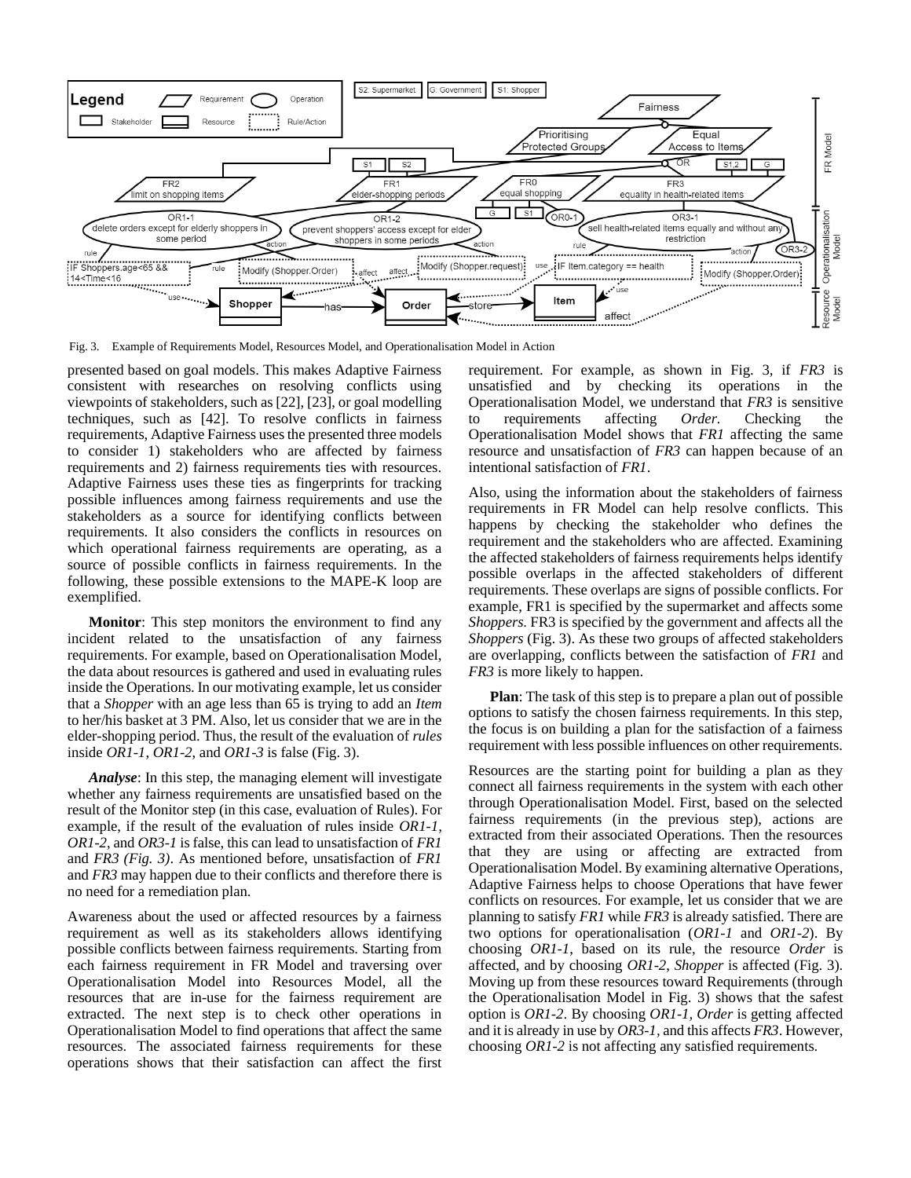Fig. 3. Example of Requirements Model, Resources Model, and Operationalisation Model in Action

presented based on goal models. This makes Adaptive Fairness consistent with researches on resolving conflicts using viewpoints of stakeholders, such as [22], [23], or goal modelling techniques, such as [42]. To resolve conflicts in fairness requirements, Adaptive Fairness uses the presented three models to consider 1) stakeholders who are affected by fairness requirements and 2) fairness requirements ties with resources. Adaptive Fairness uses these ties as fingerprints for tracking possible influences among fairness requirements and use the stakeholders as a source for identifying conflicts between requirements. It also considers the conflicts in resources on which operational fairness requirements are operating, as a source of possible conflicts in fairness requirements. In the following, these possible extensions to the MAPE-K loop are exemplified.

**Monitor**: This step monitors the environment to find any incident related to the unsatisfaction of any fairness requirements. For example, based on Operationalisation Model, the data about resources is gathered and used in evaluating rules inside the Operations. In our motivating example, let us consider that a *Shopper* with an age less than 65 is trying to add an *Item* to her/his basket at 3 PM. Also, let us consider that we are in the elder-shopping period. Thus, the result of the evaluation of *rules* inside *OR1-1*, *OR1-2*, and *OR1-3* is false (Fig. 3).

***Analyse***: In this step, the managing element will investigate whether any fairness requirements are unsatisfied based on the result of the Monitor step (in this case, evaluation of Rules). For example, if the result of the evaluation of rules inside *OR1-1, OR1-2*, and *OR3-1* is false, this can lead to unsatisfaction of *FR1* and *FR3 (Fig. 3)*. As mentioned before, unsatisfaction of *FR1* and *FR3* may happen due to their conflicts and therefore there is no need for a remediation plan.

Awareness about the used or affected resources by a fairness requirement as well as its stakeholders allows identifying possible conflicts between fairness requirements. Starting from each fairness requirement in FR Model and traversing over Operationalisation Model into Resources Model, all the resources that are in-use for the fairness requirement are extracted. The next step is to check other operations in Operationalisation Model to find operations that affect the same resources. The associated fairness requirements for these operations shows that their satisfaction can affect the first requirement. For example, as shown in Fig. 3, if *FR3* is unsatisfied and by checking its operations in the Operationalisation Model, we understand that *FR3* is sensitive to requirements affecting *Order.* Checking the Operationalisation Model shows that *FR1* affecting the same resource and unsatisfaction of *FR3* can happen because of an intentional satisfaction of *FR1*.

Also, using the information about the stakeholders of fairness requirements in FR Model can help resolve conflicts. This happens by checking the stakeholder who defines the requirement and the stakeholders who are affected. Examining the affected stakeholders of fairness requirements helps identify possible overlaps in the affected stakeholders of different requirements. These overlaps are signs of possible conflicts. For example, FR1 is specified by the supermarket and affects some *Shoppers*. FR3 is specified by the government and affects all the *Shoppers* (Fig. 3). As these two groups of affected stakeholders are overlapping, conflicts between the satisfaction of *FR1* and *FR3* is more likely to happen.

**Plan**: The task of this step is to prepare a plan out of possible options to satisfy the chosen fairness requirements. In this step, the focus is on building a plan for the satisfaction of a fairness requirement with less possible influences on other requirements.

Resources are the starting point for building a plan as they connect all fairness requirements in the system with each other through Operationalisation Model. First, based on the selected fairness requirements (in the previous step), actions are extracted from their associated Operations. Then the resources that they are using or affecting are extracted from Operationalisation Model. By examining alternative Operations, Adaptive Fairness helps to choose Operations that have fewer conflicts on resources. For example, let us consider that we are planning to satisfy *FR1* while *FR3* is already satisfied. There are two options for operationalisation (*OR1-1* and *OR1-2*). By choosing *OR1-1*, based on its rule, the resource *Order* is affected, and by choosing *OR1-2*, *Shopper* is affected (Fig. 3). Moving up from these resources toward Requirements (through the Operationalisation Model in Fig. 3) shows that the safest option is *OR1-2*. By choosing *OR1-1*, *Order* is getting affected and it is already in use by *OR3-1*, and this affects *FR3*. However, choosing *OR1-2* is not affecting any satisfied requirements.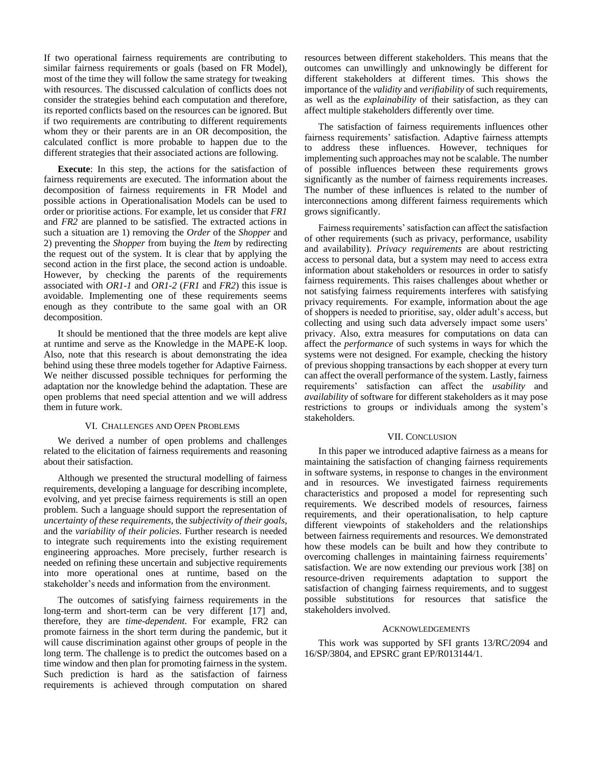If two operational fairness requirements are contributing to similar fairness requirements or goals (based on FR Model), most of the time they will follow the same strategy for tweaking with resources. The discussed calculation of conflicts does not consider the strategies behind each computation and therefore, its reported conflicts based on the resources can be ignored. But if two requirements are contributing to different requirements whom they or their parents are in an OR decomposition, the calculated conflict is more probable to happen due to the different strategies that their associated actions are following.

**Execute**: In this step, the actions for the satisfaction of fairness requirements are executed. The information about the decomposition of fairness requirements in FR Model and possible actions in Operationalisation Models can be used to order or prioritise actions. For example, let us consider that *FR1* and *FR2* are planned to be satisfied. The extracted actions in such a situation are 1) removing the *Order* of the *Shopper* and 2) preventing the *Shopper* from buying the *Item* by redirecting the request out of the system. It is clear that by applying the second action in the first place, the second action is undoable. However, by checking the parents of the requirements associated with *OR1-1* and *OR1-2* (*FR1* and *FR2*) this issue is avoidable. Implementing one of these requirements seems enough as they contribute to the same goal with an OR decomposition.

It should be mentioned that the three models are kept alive at runtime and serve as the Knowledge in the MAPE-K loop. Also, note that this research is about demonstrating the idea behind using these three models together for Adaptive Fairness. We neither discussed possible techniques for performing the adaptation nor the knowledge behind the adaptation. These are open problems that need special attention and we will address them in future work.

## VI. Challenges and Open Problems

We derived a number of open problems and challenges related to the elicitation of fairness requirements and reasoning about their satisfaction.

Although we presented the structural modelling of fairness requirements, developing a language for describing incomplete, evolving, and yet precise fairness requirements is still an open problem. Such a language should support the representation of *uncertainty of these requirements*, the *subjectivity of their goals*, and the *variability of their policies*. Further research is needed to integrate such requirements into the existing requirement engineering approaches. More precisely, further research is needed on refining these uncertain and subjective requirements into more operational ones at runtime, based on the stakeholder's needs and information from the environment.

The outcomes of satisfying fairness requirements in the long-term and short-term can be very different [17] and, therefore, they are *time-dependent*. For example, FR2 can promote fairness in the short term during the pandemic, but it will cause discrimination against other groups of people in the long term. The challenge is to predict the outcomes based on a time window and then plan for promoting fairness in the system. Such prediction is hard as the satisfaction of fairness requirements is achieved through computation on shared resources between different stakeholders. This means that the outcomes can unwillingly and unknowingly be different for different stakeholders at different times. This shows the importance of the *validity* and *verifiability* of such requirements, as well as the *explainability* of their satisfaction, as they can affect multiple stakeholders differently over time.

The satisfaction of fairness requirements influences other fairness requirements' satisfaction. Adaptive fairness attempts to address these influences. However, techniques for implementing such approaches may not be scalable. The number of possible influences between these requirements grows significantly as the number of fairness requirements increases. The number of these influences is related to the number of interconnections among different fairness requirements which grows significantly.

Fairness requirements' satisfaction can affect the satisfaction of other requirements (such as privacy, performance, usability and availability). *Privacy requirements* are about restricting access to personal data, but a system may need to access extra information about stakeholders or resources in order to satisfy fairness requirements. This raises challenges about whether or not satisfying fairness requirements interferes with satisfying privacy requirements. For example, information about the age of shoppers is needed to prioritise, say, older adult's access, but collecting and using such data adversely impact some users' privacy. Also, extra measures for computations on data can affect the *performance* of such systems in ways for which the systems were not designed. For example, checking the history of previous shopping transactions by each shopper at every turn can affect the overall performance of the system. Lastly, fairness requirements' satisfaction can affect the *usability* and *availability* of software for different stakeholders as it may pose restrictions to groups or individuals among the system's stakeholders.

## VII. Conclusion

In this paper we introduced adaptive fairness as a means for maintaining the satisfaction of changing fairness requirements in software systems, in response to changes in the environment and in resources. We investigated fairness requirements characteristics and proposed a model for representing such requirements. We described models of resources, fairness requirements, and their operationalisation, to help capture different viewpoints of stakeholders and the relationships between fairness requirements and resources. We demonstrated how these models can be built and how they contribute to overcoming challenges in maintaining fairness requirements' satisfaction. We are now extending our previous work [38] on resource-driven requirements adaptation to support the satisfaction of changing fairness requirements, and to suggest possible substitutions for resources that satisfice the stakeholders involved.

## Acknowledgements

This work was supported by SFI grants 13/RC/2094 and 16/SP/3804, and EPSRC grant EP/R013144/1.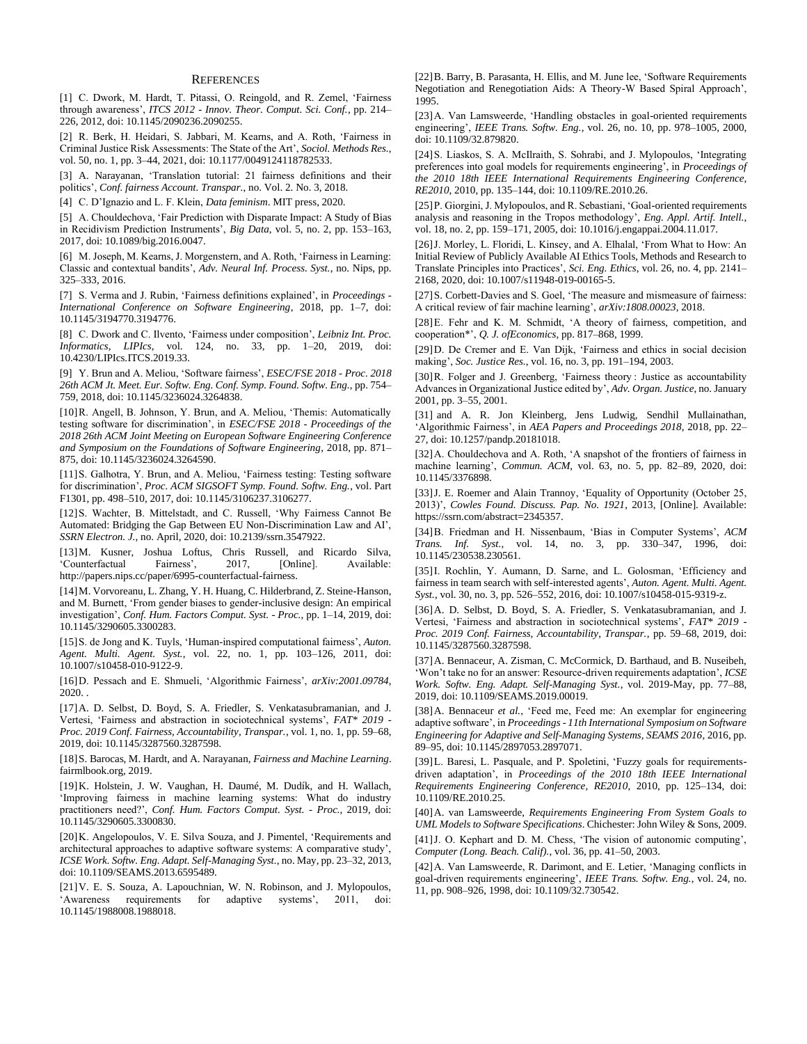## REFERENCES

[1] C. Dwork, M. Hardt, T. Pitassi, O. Reingold, and R. Zemel, 'Fairness through awareness', *ITCS 2012 - Innov. Theor. Comput. Sci. Conf.*, pp. 214–226, 2012, doi: 10.1145/2090236.2090255.

[2] R. Berk, H. Heidari, S. Jabbari, M. Kearns, and A. Roth, 'Fairness in Criminal Justice Risk Assessments: The State of the Art', *Sociol. Methods Res.*, vol. 50, no. 1, pp. 3–44, 2021, doi: 10.1177/0049124118782533.

[3] A. Narayanan, 'Translation tutorial: 21 fairness definitions and their politics', *Conf. fairness Account. Transpar.*, no. Vol. 2. No. 3, 2018.

[4] C. D'Ignazio and L. F. Klein, *Data feminism*. MIT press, 2020.

[5] A. Chouldechova, 'Fair Prediction with Disparate Impact: A Study of Bias in Recidivism Prediction Instruments', *Big Data*, vol. 5, no. 2, pp. 153–163, 2017, doi: 10.1089/big.2016.0047.

[6] M. Joseph, M. Kearns, J. Morgenstern, and A. Roth, 'Fairness in Learning: Classic and contextual bandits', *Adv. Neural Inf. Process. Syst.*, no. Nips, pp. 325–333, 2016.

[7] S. Verma and J. Rubin, 'Fairness definitions explained', in *Proceedings - International Conference on Software Engineering*, 2018, pp. 1–7, doi: 10.1145/3194770.3194776.

[8] C. Dwork and C. Ilvento, 'Fairness under composition', *Leibniz Int. Proc. Informatics, LIPIcs*, vol. 124, no. 33, pp. 1–20, 2019, doi: 10.4230/LIPIcs.ITCS.2019.33.

[9] Y. Brun and A. Meliou, 'Software fairness', *ESEC/FSE 2018 - Proc. 2018 26th ACM Jt. Meet. Eur. Softw. Eng. Conf. Symp. Found. Softw. Eng.*, pp. 754–759, 2018, doi: 10.1145/3236024.3264838.

[10] R. Angell, B. Johnson, Y. Brun, and A. Meliou, 'Themis: Automatically testing software for discrimination', in *ESEC/FSE 2018 - Proceedings of the 2018 26th ACM Joint Meeting on European Software Engineering Conference and Symposium on the Foundations of Software Engineering*, 2018, pp. 871–875, doi: 10.1145/3236024.3264590.

[11] S. Galhotra, Y. Brun, and A. Meliou, 'Fairness testing: Testing software for discrimination', *Proc. ACM SIGSOFT Symp. Found. Softw. Eng.*, vol. Part F1301, pp. 498–510, 2017, doi: 10.1145/3106237.3106277.

[12] S. Wachter, B. Mittelstadt, and C. Russell, 'Why Fairness Cannot Be Automated: Bridging the Gap Between EU Non-Discrimination Law and AI', *SSRN Electron. J.*, no. April, 2020, doi: 10.2139/ssrn.3547922.

[13] M. Kusner, Joshua Loftus, Chris Russell, and Ricardo Silva, 'Counterfactual Fairness', 2017, [Online]. Available: http://papers.nips.cc/paper/6995-counterfactual-fairness.

[14] M. Vorvoreanu, L. Zhang, Y. H. Huang, C. Hilderbrand, Z. Steine-Hanson, and M. Burnett, 'From gender biases to gender-inclusive design: An empirical investigation', *Conf. Hum. Factors Comput. Syst. - Proc.*, pp. 1–14, 2019, doi: 10.1145/3290605.3300283.

[15] S. de Jong and K. Tuyls, 'Human-inspired computational fairness', *Auton. Agent. Multi. Agent. Syst.*, vol. 22, no. 1, pp. 103–126, 2011, doi: 10.1007/s10458-010-9122-9.

[16] D. Pessach and E. Shmueli, 'Algorithmic Fairness', *arXiv:2001.09784*, 2020. .

[17] A. D. Selbst, D. Boyd, S. A. Friedler, S. Venkatasubramanian, and J. Vertesi, 'Fairness and abstraction in sociotechnical systems', *FAT* 2019 - Proc. 2019 Conf. Fairness, Accountability, Transpar.*, vol. 1, no. 1, pp. 59–68, 2019, doi: 10.1145/3287560.3287598.

[18] S. Barocas, M. Hardt, and A. Narayanan, *Fairness and Machine Learning*. fairmlbook.org, 2019.

[19] K. Holstein, J. W. Vaughan, H. Daumé, M. Dudík, and H. Wallach, 'Improving fairness in machine learning systems: What do industry practitioners need?', *Conf. Hum. Factors Comput. Syst. - Proc.*, 2019, doi: 10.1145/3290605.3300830.

[20] K. Angelopoulos, V. E. Silva Souza, and J. Pimentel, 'Requirements and architectural approaches to adaptive software systems: A comparative study', *ICSE Work. Softw. Eng. Adapt. Self-Managing Syst.*, no. May, pp. 23–32, 2013, doi: 10.1109/SEAMS.2013.6595489.

[21] V. E. S. Souza, A. Lapouchnian, W. N. Robinson, and J. Mylopoulos, 'Awareness requirements for adaptive systems', 2011, doi: 10.1145/1988008.1988018.

[22] B. Barry, B. Parasanta, H. Ellis, and M. June lee, 'Software Requirements Negotiation and Renegotiation Aids: A Theory-W Based Spiral Approach', 1995.

[23] A. Van Lamsweerde, 'Handling obstacles in goal-oriented requirements engineering', *IEEE Trans. Softw. Eng.*, vol. 26, no. 10, pp. 978–1005, 2000, doi: 10.1109/32.879820.

[24] S. Liaskos, S. A. McIlraith, S. Sohrabi, and J. Mylopoulos, 'Integrating preferences into goal models for requirements engineering', in *Proceedings of the 2010 18th IEEE International Requirements Engineering Conference, RE2010*, 2010, pp. 135–144, doi: 10.1109/RE.2010.26.

[25] P. Giorgini, J. Mylopoulos, and R. Sebastiani, 'Goal-oriented requirements analysis and reasoning in the Tropos methodology', *Eng. Appl. Artif. Intell.*, vol. 18, no. 2, pp. 159–171, 2005, doi: 10.1016/j.engappai.2004.11.017.

[26] J. Morley, L. Floridi, L. Kinsey, and A. Elhalal, 'From What to How: An Initial Review of Publicly Available AI Ethics Tools, Methods and Research to Translate Principles into Practices', *Sci. Eng. Ethics*, vol. 26, no. 4, pp. 2141–2168, 2020, doi: 10.1007/s11948-019-00165-5.

[27] S. Corbett-Davies and S. Goel, 'The measure and mismeasure of fairness: A critical review of fair machine learning', *arXiv:1808.00023*, 2018.

[28] E. Fehr and K. M. Schmidt, 'A theory of fairness, competition, and cooperation*', *Q. J. ofEconomics*, pp. 817–868, 1999.

[29] D. De Cremer and E. Van Dijk, 'Fairness and ethics in social decision making', *Soc. Justice Res.*, vol. 16, no. 3, pp. 191–194, 2003.

[30] R. Folger and J. Greenberg, 'Fairness theory : Justice as accountability Advances in Organizational Justice edited by', *Adv. Organ. Justice*, no. January 2001, pp. 3–55, 2001.

[31] and A. R. Jon Kleinberg, Jens Ludwig, Sendhil Mullainathan, 'Algorithmic Fairness', in *AEA Papers and Proceedings 2018*, 2018, pp. 22–27, doi: 10.1257/pandp.20181018.

[32] A. Chouldechova and A. Roth, 'A snapshot of the frontiers of fairness in machine learning', *Commun. ACM*, vol. 63, no. 5, pp. 82–89, 2020, doi: 10.1145/3376898.

[33] J. E. Roemer and Alain Trannoy, 'Equality of Opportunity (October 25, 2013)', *Cowles Found. Discuss. Pap. No. 1921*, 2013, [Online]. Available: https://ssrn.com/abstract=2345357.

[34] B. Friedman and H. Nissenbaum, 'Bias in Computer Systems', *ACM Trans. Inf. Syst.*, vol. 14, no. 3, pp. 330–347, 1996, doi: 10.1145/230538.230561.

[35] I. Rochlin, Y. Aumann, D. Sarne, and L. Golosman, 'Efficiency and fairness in team search with self-interested agents', *Auton. Agent. Multi. Agent. Syst.*, vol. 30, no. 3, pp. 526–552, 2016, doi: 10.1007/s10458-015-9319-z.

[36] A. D. Selbst, D. Boyd, S. A. Friedler, S. Venkatasubramanian, and J. Vertesi, 'Fairness and abstraction in sociotechnical systems', *FAT* 2019 - Proc. 2019 Conf. Fairness, Accountability, Transpar.*, pp. 59–68, 2019, doi: 10.1145/3287560.3287598.

[37] A. Bennaceur, A. Zisman, C. McCormick, D. Barthaud, and B. Nuseibeh, 'Won't take no for an answer: Resource-driven requirements adaptation', *ICSE Work. Softw. Eng. Adapt. Self-Managing Syst.*, vol. 2019-May, pp. 77–88, 2019, doi: 10.1109/SEAMS.2019.00019.

[38] A. Bennaceur *et al.*, 'Feed me, Feed me: An exemplar for engineering adaptive software', in *Proceedings - 11th International Symposium on Software Engineering for Adaptive and Self-Managing Systems, SEAMS 2016*, 2016, pp. 89–95, doi: 10.1145/2897053.2897071.

[39] L. Baresi, L. Pasquale, and P. Spoletini, 'Fuzzy goals for requirements-driven adaptation', in *Proceedings of the 2010 18th IEEE International Requirements Engineering Conference, RE2010*, 2010, pp. 125–134, doi: 10.1109/RE.2010.25.

[40] A. van Lamsweerde, *Requirements Engineering From System Goals to UML Models to Software Specifications*. Chichester: John Wiley & Sons, 2009.

[41] J. O. Kephart and D. M. Chess, 'The vision of autonomic computing', *Computer (Long. Beach. Calif).*, vol. 36, pp. 41–50, 2003.

[42] A. Van Lamsweerde, R. Darimont, and E. Letier, 'Managing conflicts in goal-driven requirements engineering', *IEEE Trans. Softw. Eng.*, vol. 24, no. 11, pp. 908–926, 1998, doi: 10.1109/32.730542.